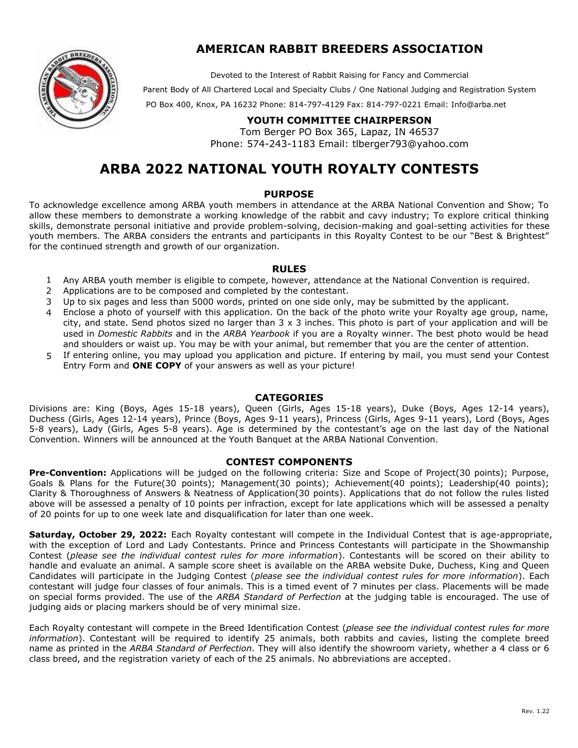# AMERICAN RABBIT BREEDERS ASSOCIATION

Devoted to the Interest of Rabbit Raising for Fancy and Commercial

Parent Body of All Chartered Local and Specialty Clubs / One National Judging and Registration System

PO Box 400, Knox, PA 16232 Phone: 814-797-4129 Fax: 814-797-0221 Email: Info@arba.net

**YOUTH COMMITTEE CHAIRPERSON**

Tom Berger PO Box 365, Lapaz, IN 46537

Phone: 574-243-1183 Email: tlberger793@yahoo.com

# ARBA 2022 NATIONAL YOUTH ROYALTY CONTESTS

## PURPOSE

To acknowledge excellence among ARBA youth members in attendance at the ARBA National Convention and Show; To allow these members to demonstrate a working knowledge of the rabbit and cavy industry; To explore critical thinking skills, demonstrate personal initiative and provide problem-solving, decision-making and goal-setting activities for these youth members. The ARBA considers the entrants and participants in this Royalty Contest to be our "Best & Brightest" for the continued strength and growth of our organization.

## RULES

1. Any ARBA youth member is eligible to compete, however, attendance at the National Convention is required.
2. Applications are to be composed and completed by the contestant.
3. Up to six pages and less than 5000 words, printed on one side only, may be submitted by the applicant.
4. Enclose a photo of yourself with this application. On the back of the photo write your Royalty age group, name, city, and state. Send photos sized no larger than 3 x 3 inches. This photo is part of your application and will be used in *Domestic Rabbits* and in the *ARBA Yearbook* if you are a Royalty winner. The best photo would be head and shoulders or waist up. You may be with your animal, but remember that you are the center of attention.
5. If entering online, you may upload you application and picture. If entering by mail, you must send your Contest Entry Form and **ONE COPY** of your answers as well as your picture!

## CATEGORIES

Divisions are: King (Boys, Ages 15-18 years), Queen (Girls, Ages 15-18 years), Duke (Boys, Ages 12-14 years), Duchess (Girls, Ages 12-14 years), Prince (Boys, Ages 9-11 years), Princess (Girls, Ages 9-11 years), Lord (Boys, Ages 5-8 years), Lady (Girls, Ages 5-8 years). Age is determined by the contestant's age on the last day of the National Convention. Winners will be announced at the Youth Banquet at the ARBA National Convention.

## CONTEST COMPONENTS

**Pre-Convention:** Applications will be judged on the following criteria: Size and Scope of Project(30 points); Purpose, Goals & Plans for the Future(30 points); Management(30 points); Achievement(40 points); Leadership(40 points); Clarity & Thoroughness of Answers & Neatness of Application(30 points). Applications that do not follow the rules listed above will be assessed a penalty of 10 points per infraction, except for late applications which will be assessed a penalty of 20 points for up to one week late and disqualification for later than one week.

**Saturday, October 29, 2022:** Each Royalty contestant will compete in the Individual Contest that is age-appropriate, with the exception of Lord and Lady Contestants. Prince and Princess Contestants will participate in the Showmanship Contest (*please see the individual contest rules for more information*). Contestants will be scored on their ability to handle and evaluate an animal. A sample score sheet is available on the ARBA website Duke, Duchess, King and Queen Candidates will participate in the Judging Contest (*please see the individual contest rules for more information*). Each contestant will judge four classes of four animals. This is a timed event of 7 minutes per class. Placements will be made on special forms provided. The use of the *ARBA Standard of Perfection* at the judging table is encouraged. The use of judging aids or placing markers should be of very minimal size.

Each Royalty contestant will compete in the Breed Identification Contest (*please see the individual contest rules for more information*). Contestant will be required to identify 25 animals, both rabbits and cavies, listing the complete breed name as printed in the *ARBA Standard of Perfection*. They will also identify the showroom variety, whether a 4 class or 6 class breed, and the registration variety of each of the 25 animals. No abbreviations are accepted.

Rev. 1.22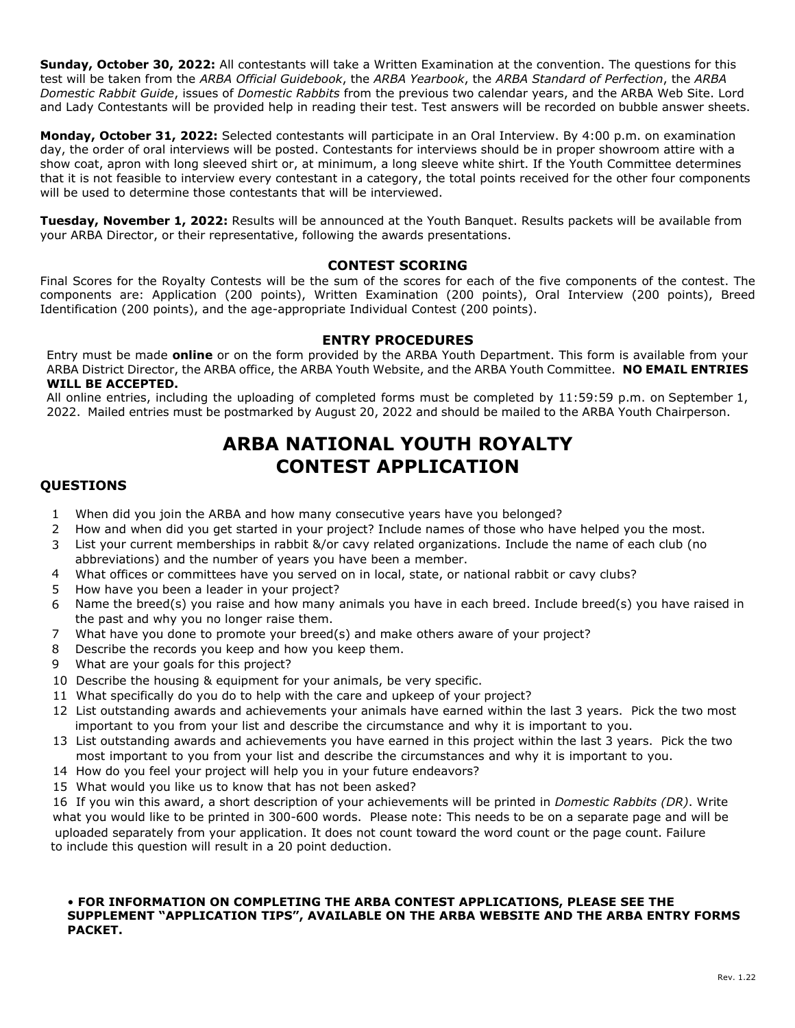**Sunday, October 30, 2022:** All contestants will take a Written Examination at the convention. The questions for this test will be taken from the *ARBA Official Guidebook*, the *ARBA Yearbook*, the *ARBA Standard of Perfection*, the *ARBA Domestic Rabbit Guide*, issues of *Domestic Rabbits* from the previous two calendar years, and the ARBA Web Site. Lord and Lady Contestants will be provided help in reading their test. Test answers will be recorded on bubble answer sheets.

**Monday, October 31, 2022:** Selected contestants will participate in an Oral Interview. By 4:00 p.m. on examination day, the order of oral interviews will be posted. Contestants for interviews should be in proper showroom attire with a show coat, apron with long sleeved shirt or, at minimum, a long sleeve white shirt. If the Youth Committee determines that it is not feasible to interview every contestant in a category, the total points received for the other four components will be used to determine those contestants that will be interviewed.

**Tuesday, November 1, 2022:** Results will be announced at the Youth Banquet. Results packets will be available from your ARBA Director, or their representative, following the awards presentations.

### CONTEST SCORING

Final Scores for the Royalty Contests will be the sum of the scores for each of the five components of the contest. The components are: Application (200 points), Written Examination (200 points), Oral Interview (200 points), Breed Identification (200 points), and the age-appropriate Individual Contest (200 points).

### ENTRY PROCEDURES

Entry must be made **online** or on the form provided by the ARBA Youth Department. This form is available from your ARBA District Director, the ARBA office, the ARBA Youth Website, and the ARBA Youth Committee. **NO EMAIL ENTRIES WILL BE ACCEPTED.**

All online entries, including the uploading of completed forms must be completed by 11:59:59 p.m. on September 1, 2022. Mailed entries must be postmarked by August 20, 2022 and should be mailed to the ARBA Youth Chairperson.

# ARBA NATIONAL YOUTH ROYALTY CONTEST APPLICATION

### QUESTIONS

1. When did you join the ARBA and how many consecutive years have you belonged?
2. How and when did you get started in your project? Include names of those who have helped you the most.
3. List your current memberships in rabbit &/or cavy related organizations. Include the name of each club (no abbreviations) and the number of years you have been a member.
4. What offices or committees have you served on in local, state, or national rabbit or cavy clubs?
5. How have you been a leader in your project?
6. Name the breed(s) you raise and how many animals you have in each breed. Include breed(s) you have raised in the past and why you no longer raise them.
7. What have you done to promote your breed(s) and make others aware of your project?
8. Describe the records you keep and how you keep them.
9. What are your goals for this project?
10. Describe the housing & equipment for your animals, be very specific.
11. What specifically do you do to help with the care and upkeep of your project?
12. List outstanding awards and achievements your animals have earned within the last 3 years. Pick the two most important to you from your list and describe the circumstance and why it is important to you.
13. List outstanding awards and achievements you have earned in this project within the last 3 years. Pick the two most important to you from your list and describe the circumstances and why it is important to you.
14. How do you feel your project will help you in your future endeavors?
15. What would you like us to know that has not been asked?
16. If you win this award, a short description of your achievements will be printed in *Domestic Rabbits (DR)*. Write what you would like to be printed in 300-600 words. Please note: This needs to be on a separate page and will be uploaded separately from your application. It does not count toward the word count or the page count. Failure to include this question will result in a 20 point deduction.

- **FOR INFORMATION ON COMPLETING THE ARBA CONTEST APPLICATIONS, PLEASE SEE THE SUPPLEMENT "APPLICATION TIPS", AVAILABLE ON THE ARBA WEBSITE AND THE ARBA ENTRY FORMS PACKET.**

Rev. 1.22